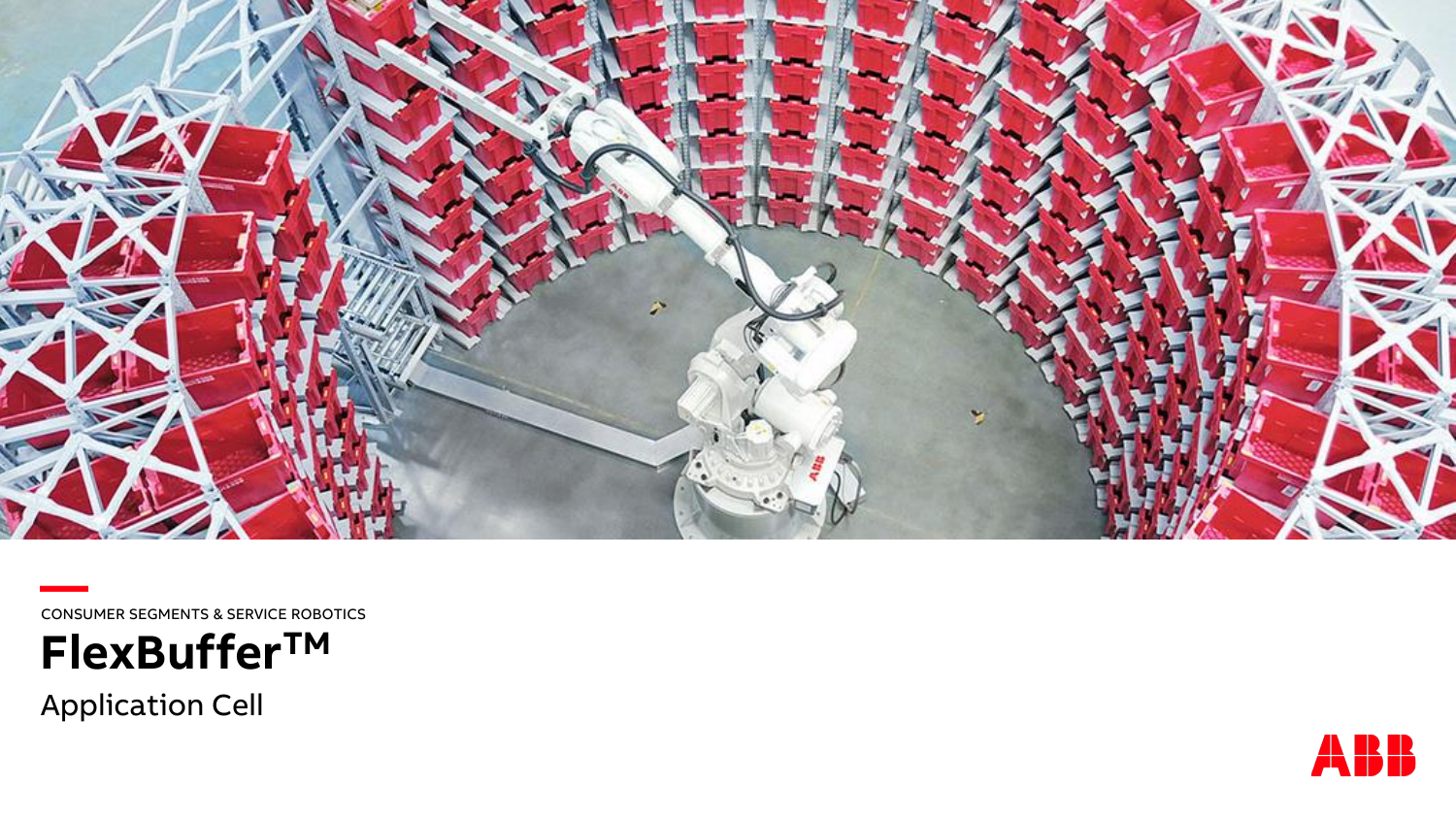CONSUMER SEGMENTS & SERVICE ROBOTICS

# FlexBuffer™

Application Cell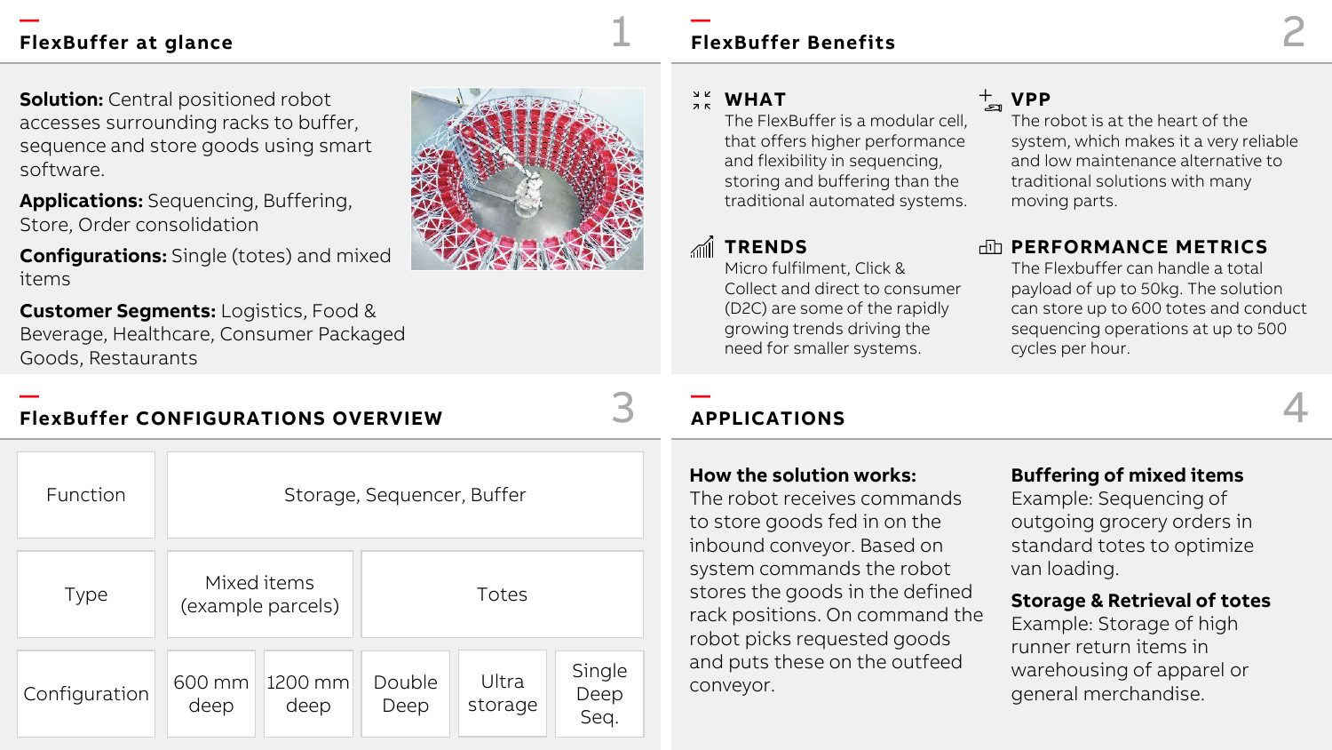## FlexBuffer at glance

**Solution:** Central positioned robot accesses surrounding racks to buffer, sequence and store goods using smart software.

**Applications:** Sequencing, Buffering, Store, Order consolidation

**Configurations:** Single (totes) and mixed items

**Customer Segments:** Logistics, Food & Beverage, Healthcare, Consumer Packaged Goods, Restaurants

## FlexBuffer Benefits

### WHAT

The FlexBuffer is a modular cell, that offers higher performance and flexibility in sequencing, storing and buffering than the traditional automated systems.

### VPP

The robot is at the heart of the system, which makes it a very reliable and low maintenance alternative to traditional solutions with many moving parts.

### TRENDS

Micro fulfilment, Click & Collect and direct to consumer (D2C) are some of the rapidly growing trends driving the need for smaller systems.

### PERFORMANCE METRICS

The Flexbuffer can handle a total payload of up to 50kg. The solution can store up to 600 totes and conduct sequencing operations at up to 500 cycles per hour.

## FlexBuffer CONFIGURATIONS OVERVIEW

| Function | Storage, Sequencer, Buffer | | | | |
|---|---|---|---|---|---|
| Type | Mixed items (example parcels) | | Totes | | |
| Configuration | 600 mm deep | 1200 mm deep | Double Deep | Ultra storage | Single Deep Seq. |

## APPLICATIONS

**How the solution works:**
The robot receives commands to store goods fed in on the inbound conveyor. Based on system commands the robot stores the goods in the defined rack positions. On command the robot picks requested goods and puts these on the outfeed conveyor.

**Buffering of mixed items**
Example: Sequencing of outgoing grocery orders in standard totes to optimize van loading.

**Storage & Retrieval of totes**
Example: Storage of high runner return items in warehousing of apparel or general merchandise.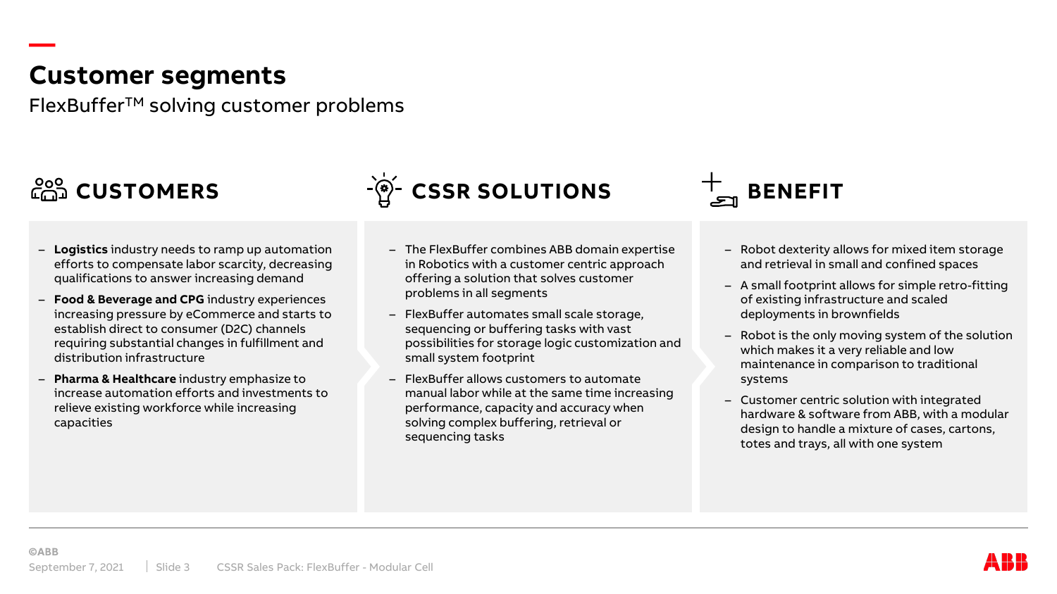# Customer segments

FlexBuffer™ solving customer problems

## CUSTOMERS

- **Logistics** industry needs to ramp up automation efforts to compensate labor scarcity, decreasing qualifications to answer increasing demand
- **Food & Beverage and CPG** industry experiences increasing pressure by eCommerce and starts to establish direct to consumer (D2C) channels requiring substantial changes in fulfillment and distribution infrastructure
- **Pharma & Healthcare** industry emphasize to increase automation efforts and investments to relieve existing workforce while increasing capacities

## CSSR SOLUTIONS

- The FlexBuffer combines ABB domain expertise in Robotics with a customer centric approach offering a solution that solves customer problems in all segments
- FlexBuffer automates small scale storage, sequencing or buffering tasks with vast possibilities for storage logic customization and small system footprint
- FlexBuffer allows customers to automate manual labor while at the same time increasing performance, capacity and accuracy when solving complex buffering, retrieval or sequencing tasks

## BENEFIT

- Robot dexterity allows for mixed item storage and retrieval in small and confined spaces
- A small footprint allows for simple retro-fitting of existing infrastructure and scaled deployments in brownfields
- Robot is the only moving system of the solution which makes it a very reliable and low maintenance in comparison to traditional systems
- Customer centric solution with integrated hardware & software from ABB, with a modular design to handle a mixture of cases, cartons, totes and trays, all with one system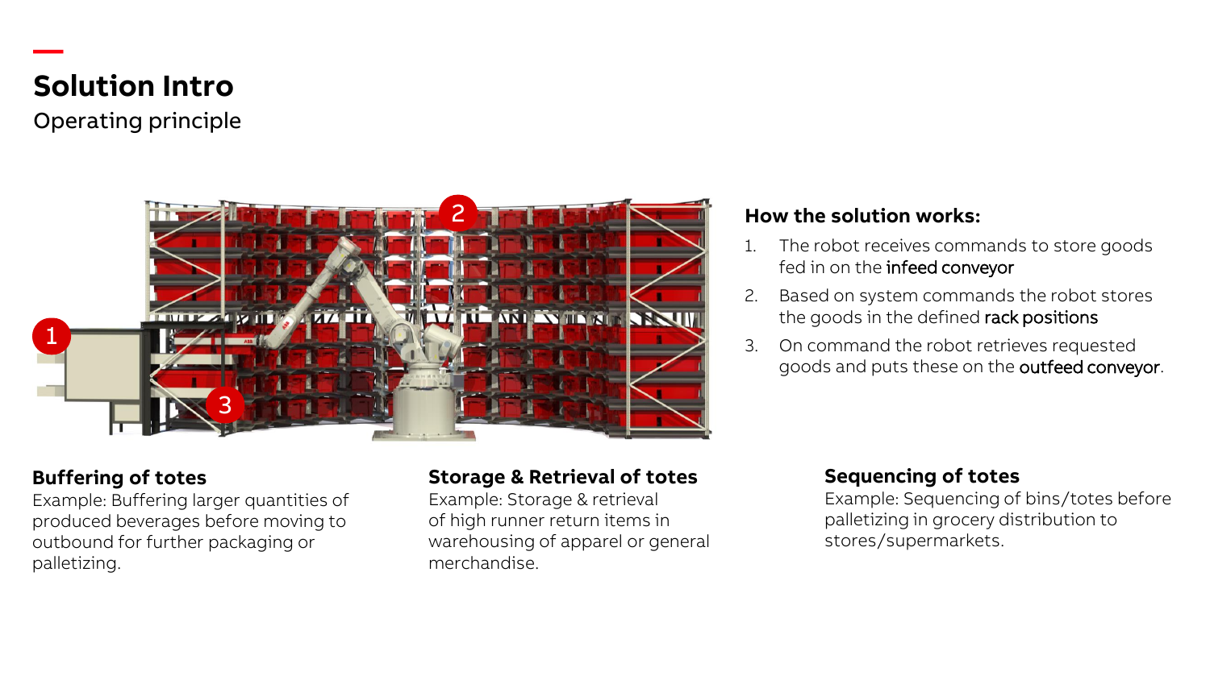# Solution Intro

Operating principle

### How the solution works:

1. The robot receives commands to store goods fed in on the **infeed conveyor**
2. Based on system commands the robot stores the goods in the defined **rack positions**
3. On command the robot retrieves requested goods and puts these on the **outfeed conveyor**.

**Buffering of totes**
Example: Buffering larger quantities of produced beverages before moving to outbound for further packaging or palletizing.

**Storage & Retrieval of totes**
Example: Storage & retrieval of high runner return items in warehousing of apparel or general merchandise.

**Sequencing of totes**
Example: Sequencing of bins/totes before palletizing in grocery distribution to stores/supermarkets.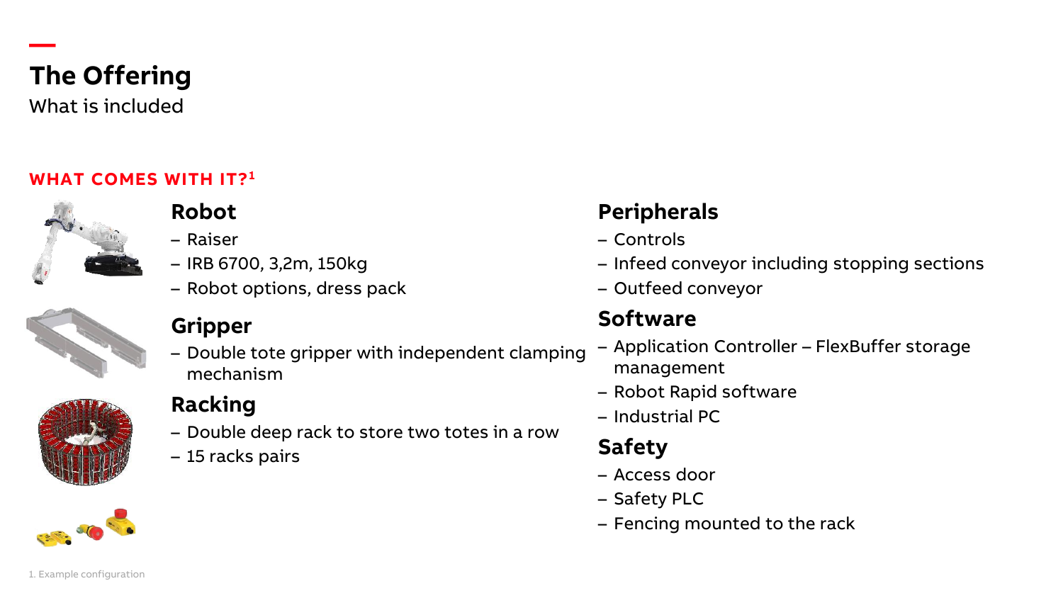# The Offering

What is included

## WHAT COMES WITH IT?[1]

### Robot

- Raiser
- IRB 6700, 3,2m, 150kg
- Robot options, dress pack

### Gripper

- Double tote gripper with independent clamping mechanism

### Racking

- Double deep rack to store two totes in a row
- 15 racks pairs

### Peripherals

- Controls
- Infeed conveyor including stopping sections
- Outfeed conveyor

### Software

- Application Controller – FlexBuffer storage management
- Robot Rapid software
- Industrial PC

### Safety

- Access door
- Safety PLC
- Fencing mounted to the rack

1. Example configuration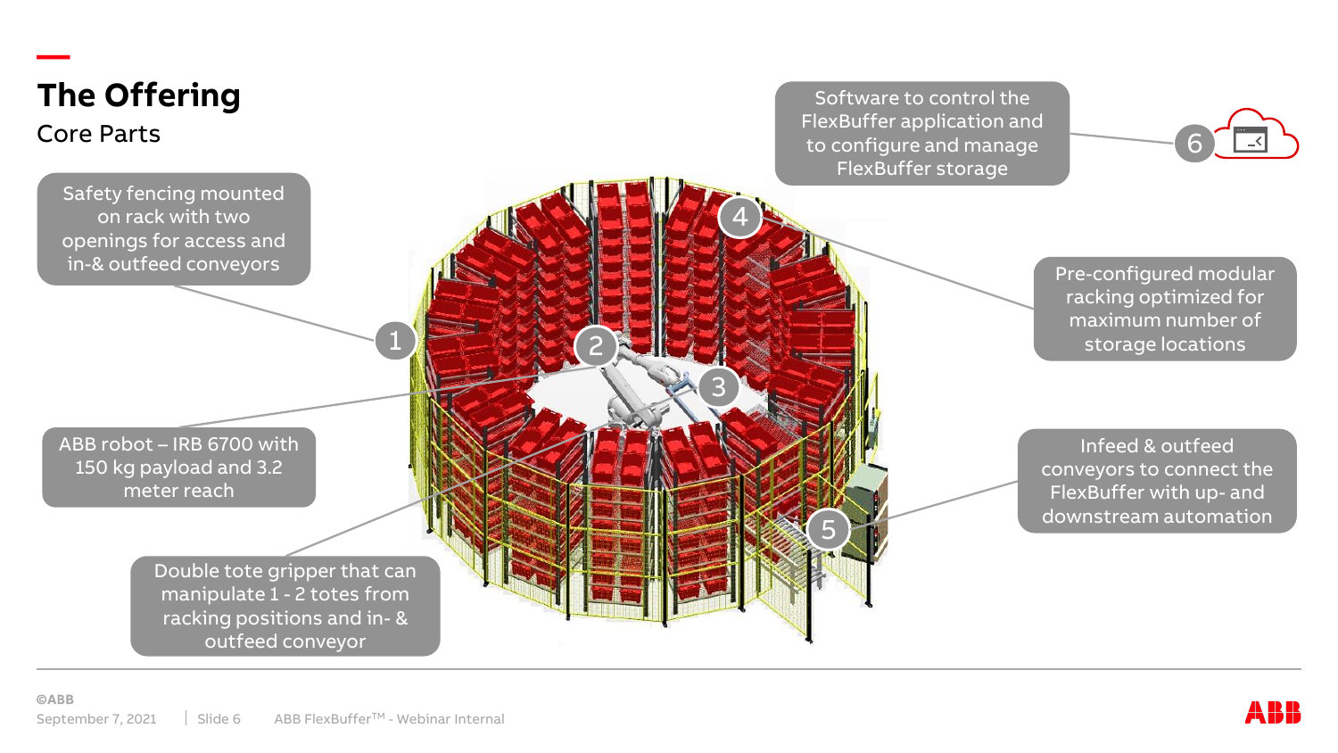# The Offering

## Core Parts

1. Safety fencing mounted on rack with two openings for access and in-& outfeed conveyors
2. ABB robot – IRB 6700 with 150 kg payload and 3.2 meter reach
3. Double tote gripper that can manipulate 1 - 2 totes from racking positions and in- & outfeed conveyor
4. Pre-configured modular racking optimized for maximum number of storage locations
5. Infeed & outfeed conveyors to connect the FlexBuffer with up- and downstream automation
6. Software to control the FlexBuffer application and to configure and manage FlexBuffer storage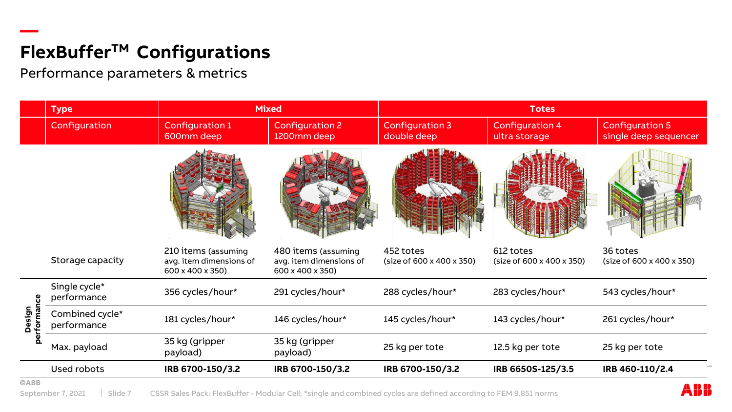# FlexBuffer™ Configurations

Performance parameters & metrics

| | Type | Mixed | | Totes | | |
|---|---|---|---|---|---|---|
| | Configuration | Configuration 1 600mm deep | Configuration 2 1200mm deep | Configuration 3 double deep | Configuration 4 ultra storage | Configuration 5 single deep sequencer |
| | Storage capacity | 210 items (assuming avg. item dimensions of 600 x 400 x 350) | 480 items (assuming avg. item dimensions of 600 x 400 x 350) | 452 totes (size of 600 x 400 x 350) | 612 totes (size of 600 x 400 x 350) | 36 totes (size of 600 x 400 x 350) |
| Design performance | Single cycle* performance | 356 cycles/hour* | 291 cycles/hour* | 288 cycles/hour* | 283 cycles/hour* | 543 cycles/hour* |
| Design performance | Combined cycle* performance | 181 cycles/hour* | 146 cycles/hour* | 145 cycles/hour* | 143 cycles/hour* | 261 cycles/hour* |
| Design performance | Max. payload | 35 kg (gripper payload) | 35 kg (gripper payload) | 25 kg per tote | 12.5 kg per tote | 25 kg per tote |
| | Used robots | **IRB 6700-150/3.2** | **IRB 6700-150/3.2** | **IRB 6700-150/3.2** | **IRB 6650S-125/3.5** | **IRB 460-110/2.4** |

©ABB

September 7, 2021 | Slide 7 CSSR Sales Pack: FlexBuffer - Modular Cell; *single and combined cycles are defined according to FEM 9.851 norms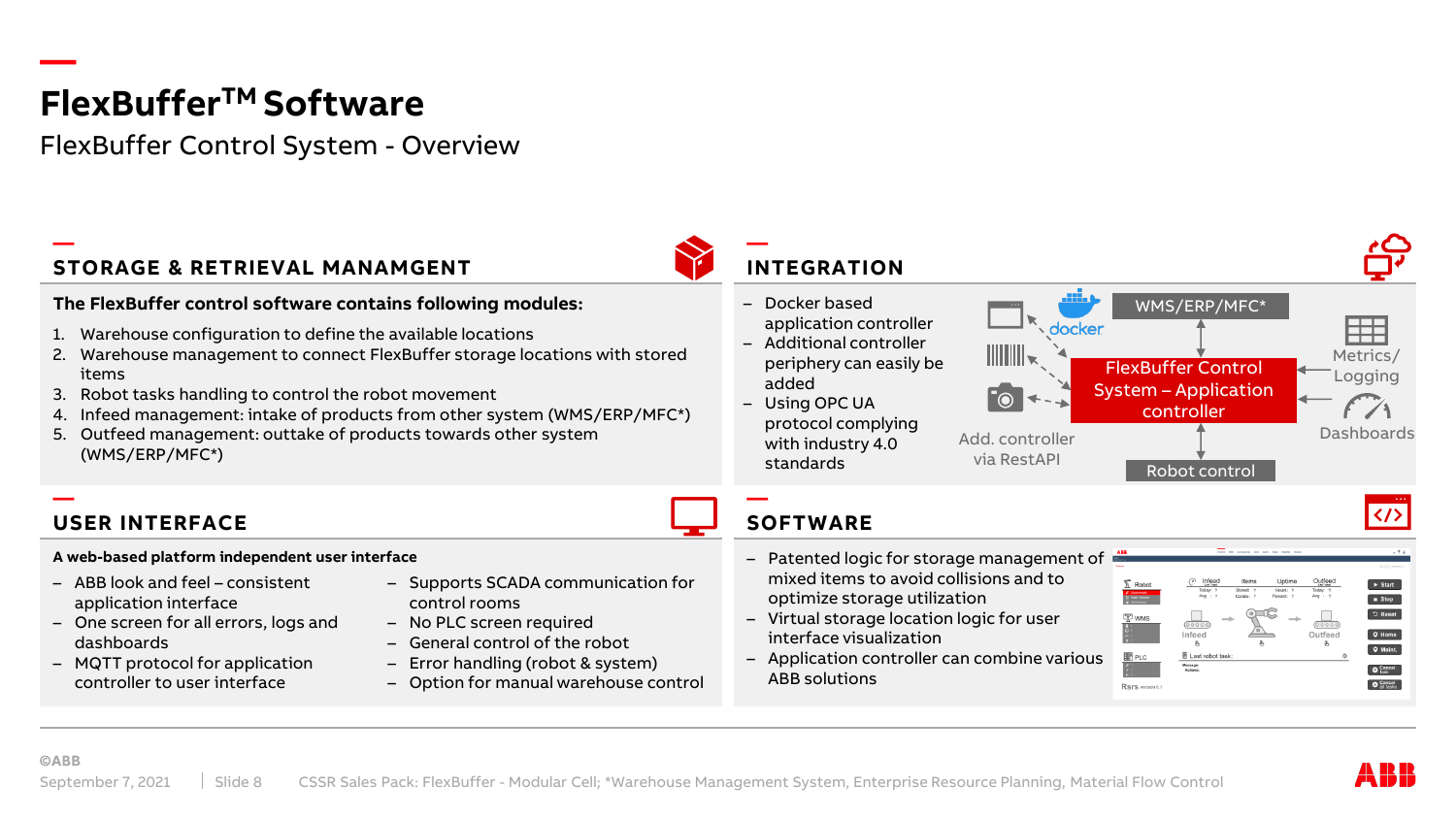# FlexBuffer™ Software

FlexBuffer Control System - Overview

## STORAGE & RETRIEVAL MANAMGENT

**The FlexBuffer control software contains following modules:**

1. Warehouse configuration to define the available locations
2. Warehouse management to connect FlexBuffer storage locations with stored items
3. Robot tasks handling to control the robot movement
4. Infeed management: intake of products from other system (WMS/ERP/MFC*)
5. Outfeed management: outtake of products towards other system (WMS/ERP/MFC*)

## INTEGRATION

- Docker based application controller
- Additional controller periphery can easily be added
- Using OPC UA protocol complying with industry 4.0 standards

docker

Add. controller via RestAPI

WMS/ERP/MFC*

FlexBuffer Control System – Application controller

Robot control

Metrics/ Logging

Dashboards

## USER INTERFACE

**A web-based platform independent user interface**

- ABB look and feel – consistent application interface
- One screen for all errors, logs and dashboards
- MQTT protocol for application controller to user interface
- Supports SCADA communication for control rooms
- No PLC screen required
- General control of the robot
- Error handling (robot & system)
- Option for manual warehouse control

## SOFTWARE

- Patented logic for storage management of mixed items to avoid collisions and to optimize storage utilization
- Virtual storage location logic for user interface visualization
- Application controller can combine various ABB solutions

CSSR Sales Pack: FlexBuffer - Modular Cell; *Warehouse Management System, Enterprise Resource Planning, Material Flow Control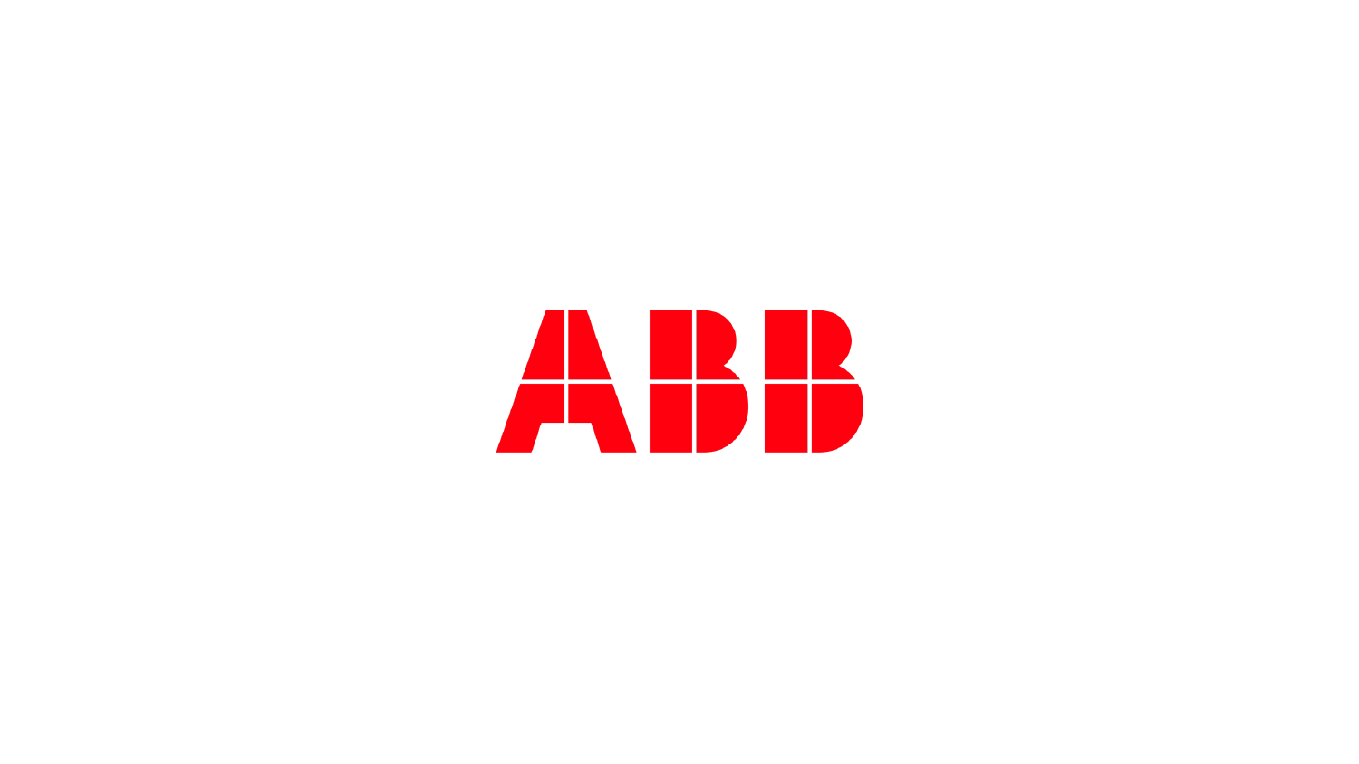ABB